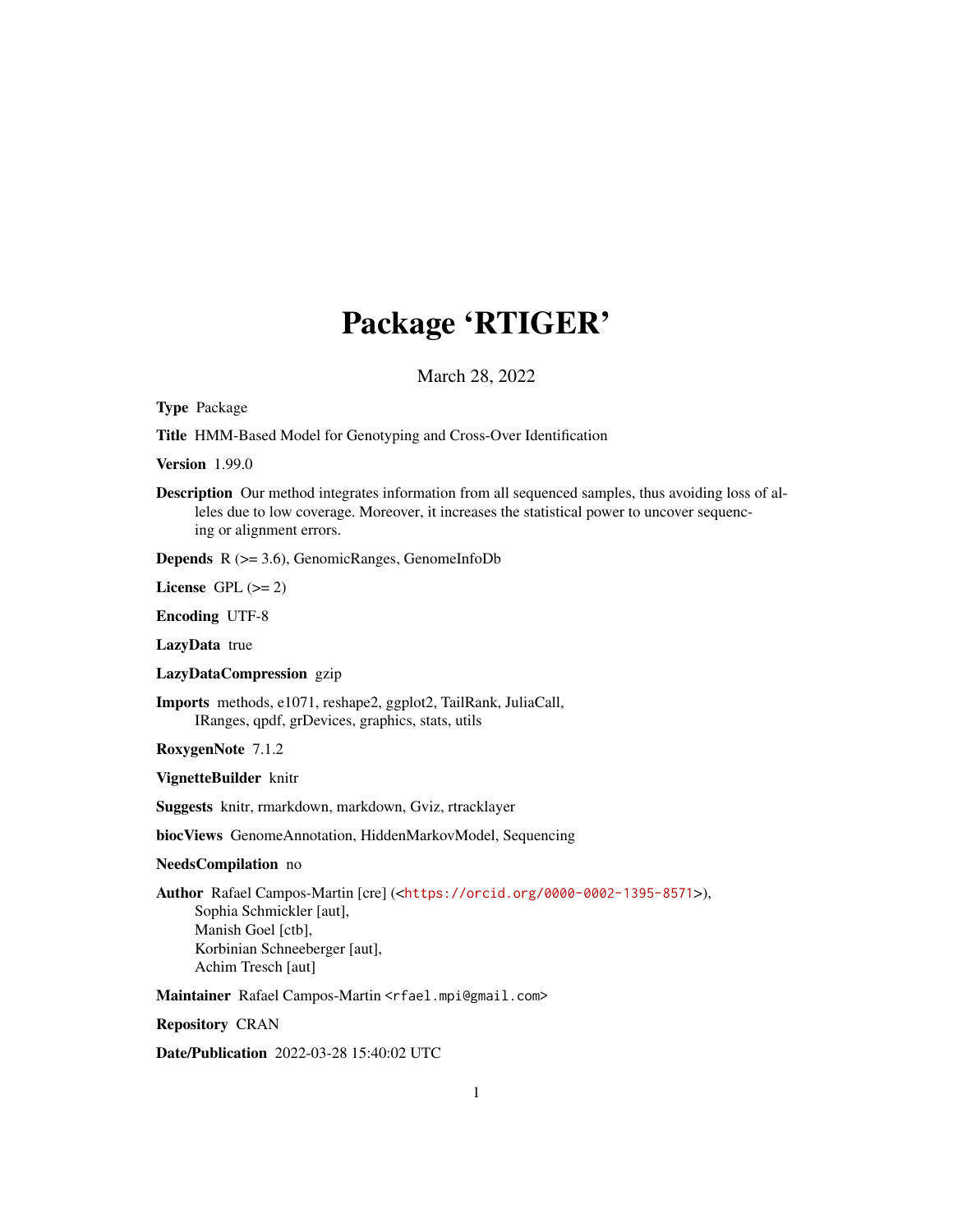# Package 'RTIGER'

March 28, 2022

**Type** Package

**Title** HMM-Based Model for Genotyping and Cross-Over Identification

**Version** 1.99.0

**Description** Our method integrates information from all sequenced samples, thus avoiding loss of alleles due to low coverage. Moreover, it increases the statistical power to uncover sequencing or alignment errors.

**Depends** R (>= 3.6), GenomicRanges, GenomeInfoDb

**License** GPL (>= 2)

**Encoding** UTF-8

**LazyData** true

**LazyDataCompression** gzip

**Imports** methods, e1071, reshape2, ggplot2, TailRank, JuliaCall, IRanges, qpdf, grDevices, graphics, stats, utils

**RoxygenNote** 7.1.2

**VignetteBuilder** knitr

**Suggests** knitr, rmarkdown, markdown, Gviz, rtracklayer

**biocViews** GenomeAnnotation, HiddenMarkovModel, Sequencing

**NeedsCompilation** no

**Author** Rafael Campos-Martin [cre] (<https://orcid.org/0000-0002-1395-8571>),
Sophia Schmickler [aut],
Manish Goel [ctb],
Korbinian Schneeberger [aut],
Achim Tresch [aut]

**Maintainer** Rafael Campos-Martin <rfael.mpi@gmail.com>

**Repository** CRAN

**Date/Publication** 2022-03-28 15:40:02 UTC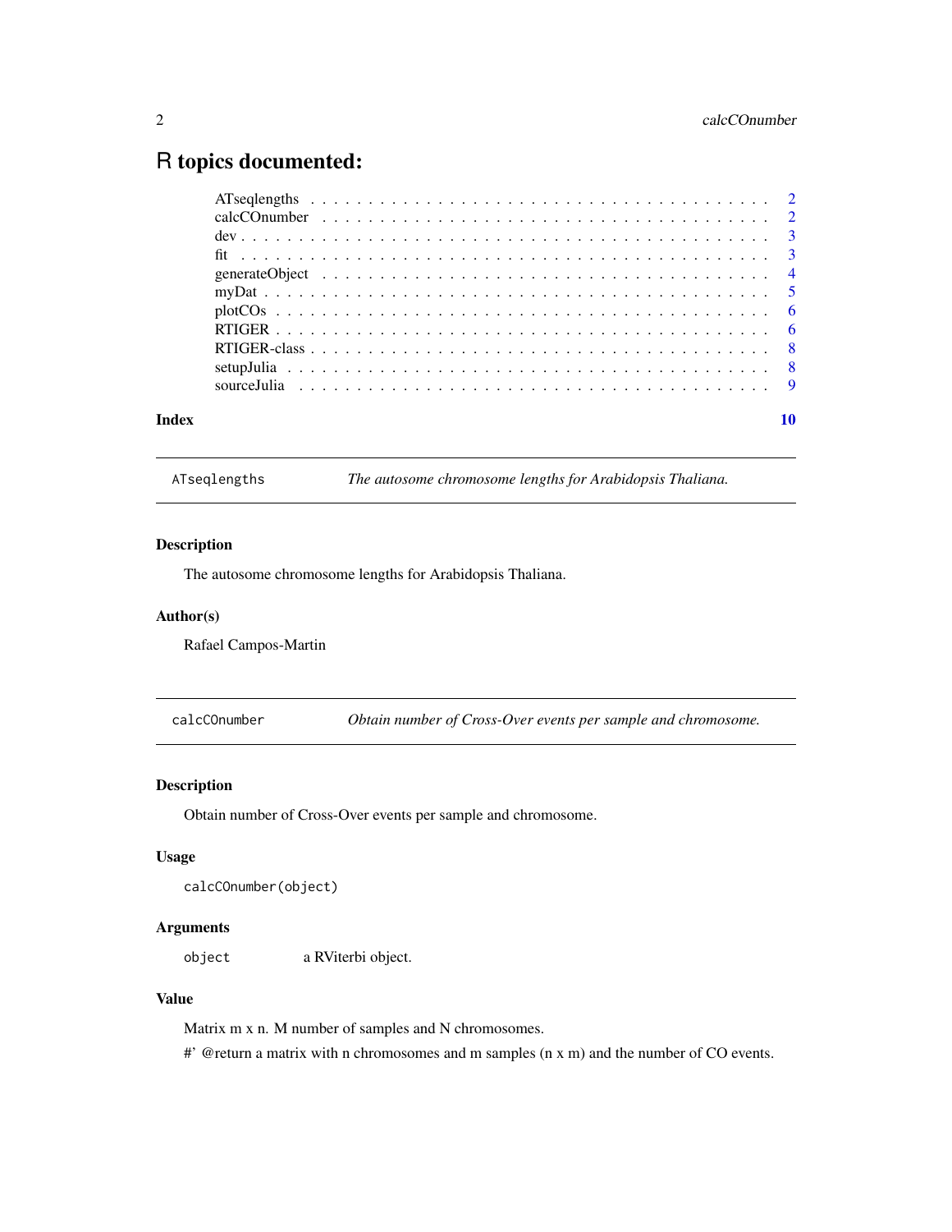# R topics documented:

| | |
|---|---|
| ATseqlengths | 2 |
| calcCOnumber | 2 |
| dev | 3 |
| fit | 3 |
| generateObject | 4 |
| myDat | 5 |
| plotCOs | 6 |
| RTIGER | 6 |
| RTIGER-class | 8 |
| setupJulia | 8 |
| sourceJulia | 9 |

**Index** **10**

---

`ATseqlengths` *The autosome chromosome lengths for Arabidopsis Thaliana.*

---

### Description

The autosome chromosome lengths for Arabidopsis Thaliana.

### Author(s)

Rafael Campos-Martin

---

`calcCOnumber` *Obtain number of Cross-Over events per sample and chromosome.*

---

### Description

Obtain number of Cross-Over events per sample and chromosome.

### Usage

```
calcCOnumber(object)
```

### Arguments

| | |
|---|---|
| `object` | a RViterbi object. |

### Value

Matrix m x n. M number of samples and N chromosomes.

#' @return a matrix with n chromosomes and m samples (n x m) and the number of CO events.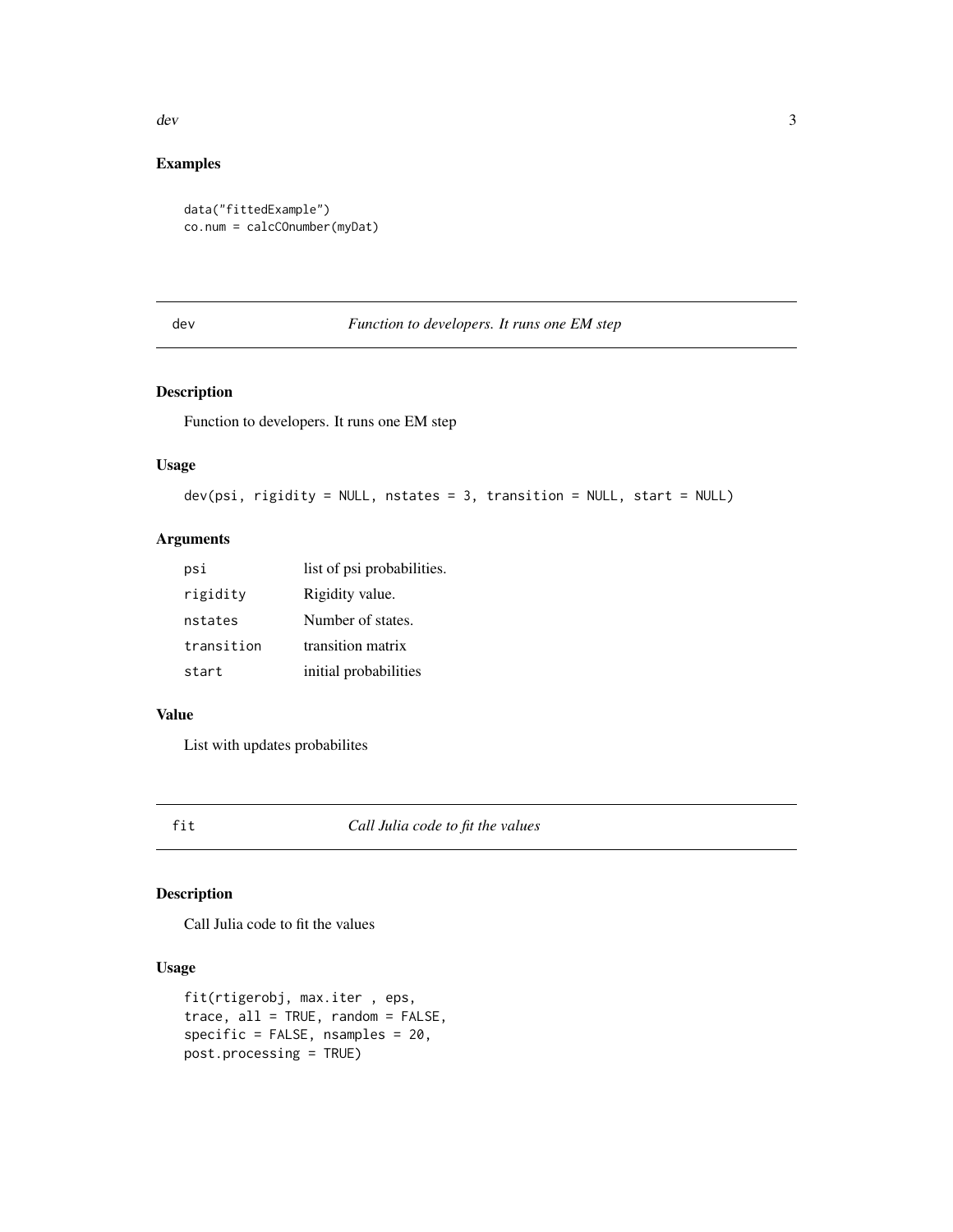## Examples

```
data("fittedExample")
co.num = calcCOnumber(myDat)
```

# dev — *Function to developers. It runs one EM step*

## Description

Function to developers. It runs one EM step

## Usage

```
dev(psi, rigidity = NULL, nstates = 3, transition = NULL, start = NULL)
```

## Arguments

| | |
|---|---|
| psi | list of psi probabilities. |
| rigidity | Rigidity value. |
| nstates | Number of states. |
| transition | transition matrix |
| start | initial probabilities |

## Value

List with updates probabilites

# fit — *Call Julia code to fit the values*

## Description

Call Julia code to fit the values

## Usage

```
fit(rtigerobj, max.iter , eps,
trace, all = TRUE, random = FALSE,
specific = FALSE, nsamples = 20,
post.processing = TRUE)
```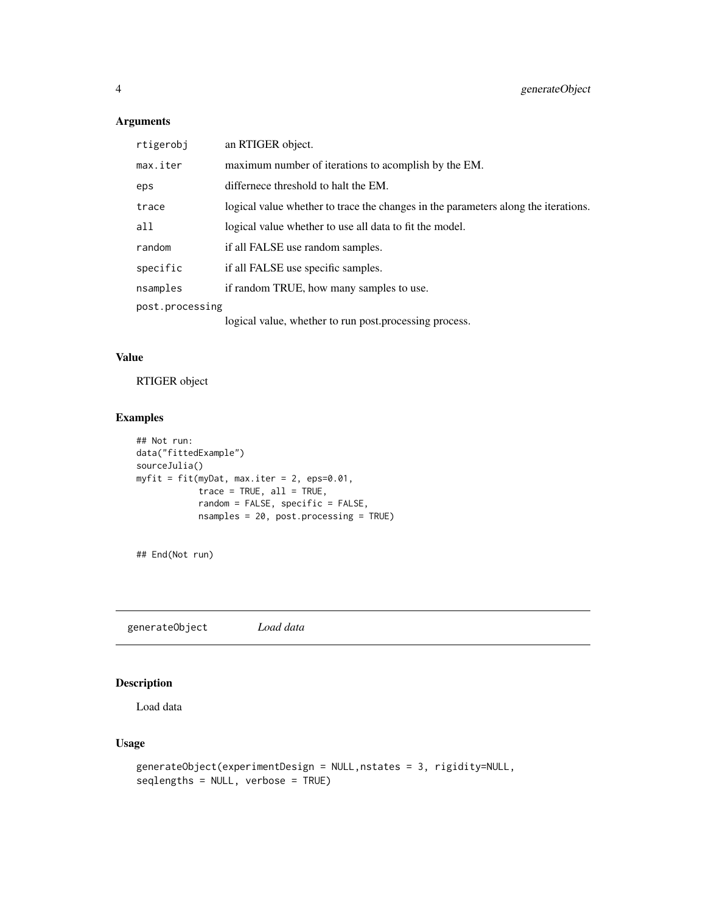### Arguments

| | |
|---|---|
| `rtigerobj` | an RTIGER object. |
| `max.iter` | maximum number of iterations to acomplish by the EM. |
| `eps` | differnece threshold to halt the EM. |
| `trace` | logical value whether to trace the changes in the parameters along the iterations. |
| `all` | logical value whether to use all data to fit the model. |
| `random` | if all FALSE use random samples. |
| `specific` | if all FALSE use specific samples. |
| `nsamples` | if random TRUE, how many samples to use. |
| `post.processing` | logical value, whether to run post.processing process. |

### Value

RTIGER object

### Examples

```
## Not run:
data("fittedExample")
sourceJulia()
myfit = fit(myDat, max.iter = 2, eps=0.01,
            trace = TRUE, all = TRUE,
            random = FALSE, specific = FALSE,
            nsamples = 20, post.processing = TRUE)


## End(Not run)
```

---

## generateObject — *Load data*

### Description

Load data

### Usage

```
generateObject(experimentDesign = NULL,nstates = 3, rigidity=NULL,
seqlengths = NULL, verbose = TRUE)
```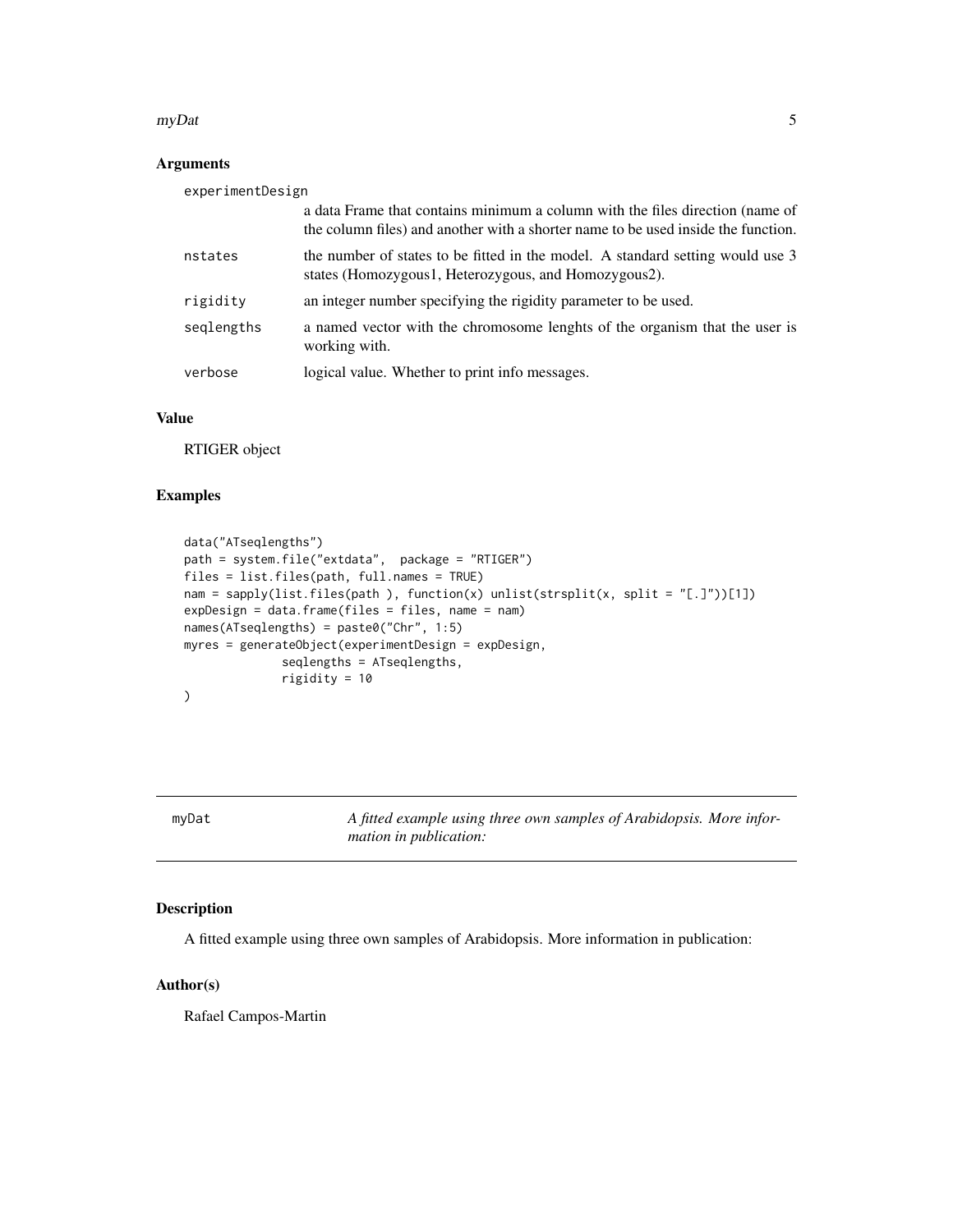## Arguments

| | |
|---|---|
| experimentDesign | a data Frame that contains minimum a column with the files direction (name of the column files) and another with a shorter name to be used inside the function. |
| nstates | the number of states to be fitted in the model. A standard setting would use 3 states (Homozygous1, Heterozygous, and Homozygous2). |
| rigidity | an integer number specifying the rigidity parameter to be used. |
| seqlengths | a named vector with the chromosome lenghts of the organism that the user is working with. |
| verbose | logical value. Whether to print info messages. |

## Value

RTIGER object

## Examples

```
data("ATseqlengths")
path = system.file("extdata",  package = "RTIGER")
files = list.files(path, full.names = TRUE)
nam = sapply(list.files(path ), function(x) unlist(strsplit(x, split = "[.]"))[1])
expDesign = data.frame(files = files, name = nam)
names(ATseqlengths) = paste0("Chr", 1:5)
myres = generateObject(experimentDesign = expDesign,
             seqlengths = ATseqlengths,
             rigidity = 10
)
```

---

# myDat — *A fitted example using three own samples of Arabidopsis. More information in publication:*

---

## Description

A fitted example using three own samples of Arabidopsis. More information in publication:

## Author(s)

Rafael Campos-Martin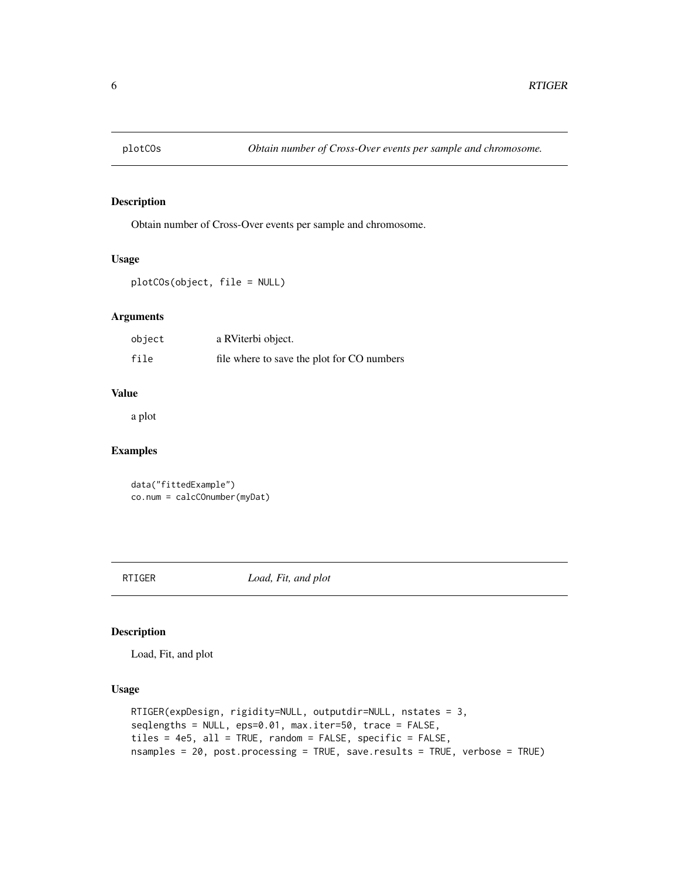## plotCOs *Obtain number of Cross-Over events per sample and chromosome.*

### Description

Obtain number of Cross-Over events per sample and chromosome.

### Usage

```
plotCOs(object, file = NULL)
```

### Arguments

| | |
|---|---|
| object | a RViterbi object. |
| file | file where to save the plot for CO numbers |

### Value

a plot

### Examples

```
data("fittedExample")
co.num = calcCOnumber(myDat)
```

## RTIGER *Load, Fit, and plot*

### Description

Load, Fit, and plot

### Usage

```
RTIGER(expDesign, rigidity=NULL, outputdir=NULL, nstates = 3,
seqlengths = NULL, eps=0.01, max.iter=50, trace = FALSE,
tiles = 4e5, all = TRUE, random = FALSE, specific = FALSE,
nsamples = 20, post.processing = TRUE, save.results = TRUE, verbose = TRUE)
```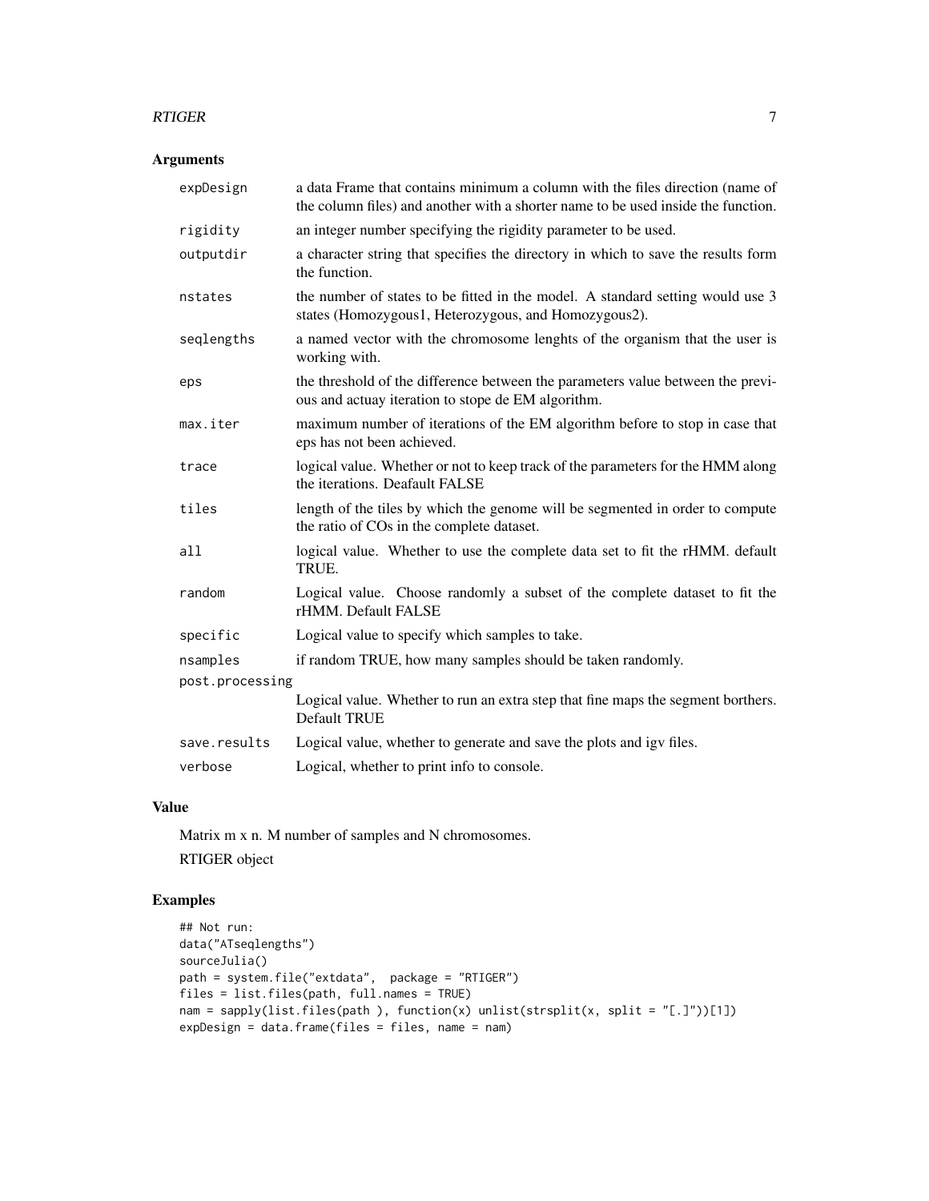## Arguments

| | |
|---|---|
| expDesign | a data Frame that contains minimum a column with the files direction (name of the column files) and another with a shorter name to be used inside the function. |
| rigidity | an integer number specifying the rigidity parameter to be used. |
| outputdir | a character string that specifies the directory in which to save the results form the function. |
| nstates | the number of states to be fitted in the model. A standard setting would use 3 states (Homozygous1, Heterozygous, and Homozygous2). |
| seqlengths | a named vector with the chromosome lenghts of the organism that the user is working with. |
| eps | the threshold of the difference between the parameters value between the previous and actuay iteration to stope de EM algorithm. |
| max.iter | maximum number of iterations of the EM algorithm before to stop in case that eps has not been achieved. |
| trace | logical value. Whether or not to keep track of the parameters for the HMM along the iterations. Deafault FALSE |
| tiles | length of the tiles by which the genome will be segmented in order to compute the ratio of COs in the complete dataset. |
| all | logical value. Whether to use the complete data set to fit the rHMM. default TRUE. |
| random | Logical value. Choose randomly a subset of the complete dataset to fit the rHMM. Default FALSE |
| specific | Logical value to specify which samples to take. |
| nsamples | if random TRUE, how many samples should be taken randomly. |
| post.processing | Logical value. Whether to run an extra step that fine maps the segment borthers. Default TRUE |
| save.results | Logical value, whether to generate and save the plots and igv files. |
| verbose | Logical, whether to print info to console. |

## Value

Matrix m x n. M number of samples and N chromosomes.

RTIGER object

## Examples

```
## Not run:
data("ATseqlengths")
sourceJulia()
path = system.file("extdata",  package = "RTIGER")
files = list.files(path, full.names = TRUE)
nam = sapply(list.files(path ), function(x) unlist(strsplit(x, split = "[.]"))[1])
expDesign = data.frame(files = files, name = nam)
```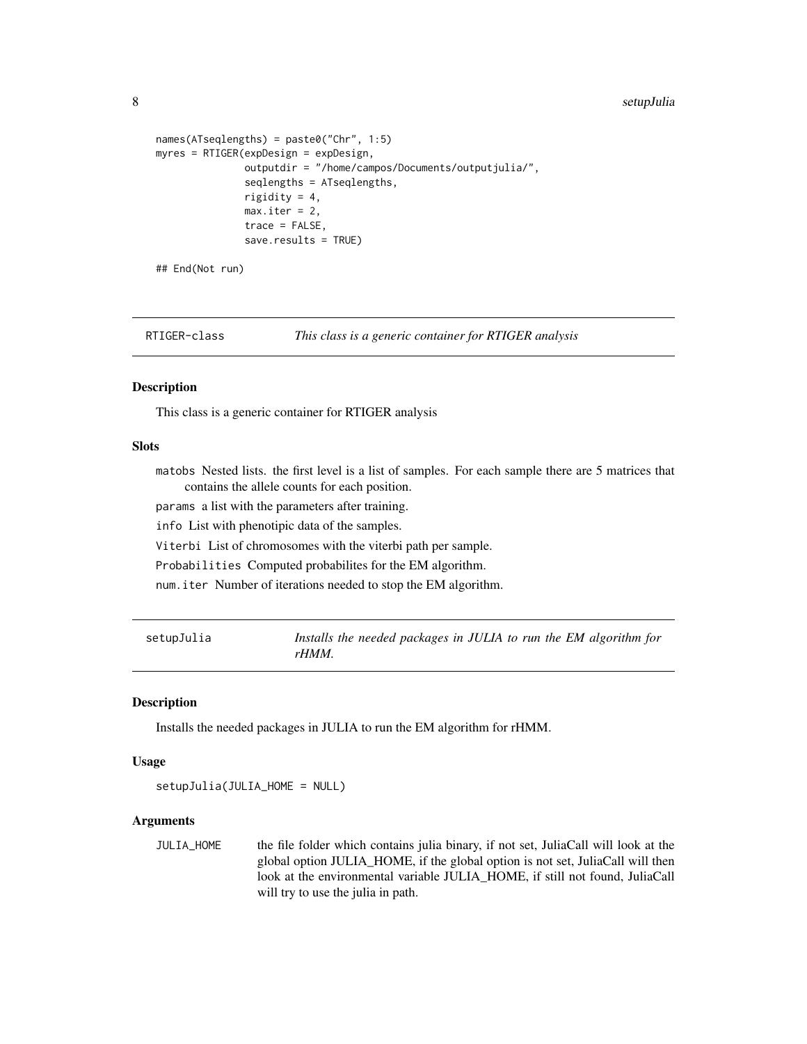```
names(ATseqlengths) = paste0("Chr", 1:5)
myres = RTIGER(expDesign = expDesign,
               outputdir = "/home/campos/Documents/outputjulia/",
               seqlengths = ATseqlengths,
               rigidity = 4,
               max.iter = 2,
               trace = FALSE,
               save.results = TRUE)

## End(Not run)
```

## RTIGER-class — *This class is a generic container for RTIGER analysis*

### Description

This class is a generic container for RTIGER analysis

### Slots

- `matobs` Nested lists. the first level is a list of samples. For each sample there are 5 matrices that contains the allele counts for each position.
- `params` a list with the parameters after training.
- `info` List with phenotipic data of the samples.
- `Viterbi` List of chromosomes with the viterbi path per sample.
- `Probabilities` Computed probabilites for the EM algorithm.
- `num.iter` Number of iterations needed to stop the EM algorithm.

## setupJulia — *Installs the needed packages in JULIA to run the EM algorithm for rHMM.*

### Description

Installs the needed packages in JULIA to run the EM algorithm for rHMM.

### Usage

```
setupJulia(JULIA_HOME = NULL)
```

### Arguments

| | |
|---|---|
| JULIA_HOME | the file folder which contains julia binary, if not set, JuliaCall will look at the global option JULIA_HOME, if the global option is not set, JuliaCall will then look at the environmental variable JULIA_HOME, if still not found, JuliaCall will try to use the julia in path. |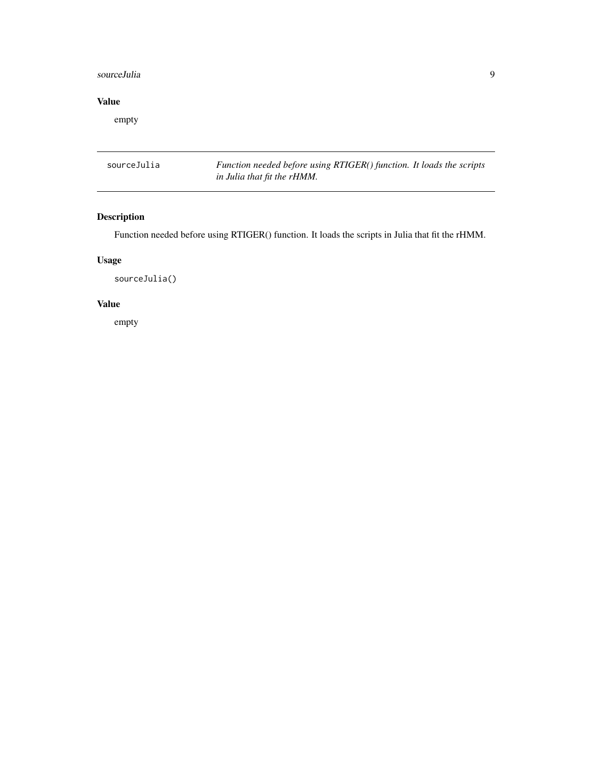## Value

empty

---

`sourceJulia` *Function needed before using RTIGER() function. It loads the scripts in Julia that fit the rHMM.*

---

## Description

Function needed before using RTIGER() function. It loads the scripts in Julia that fit the rHMM.

## Usage

```
sourceJulia()
```

## Value

empty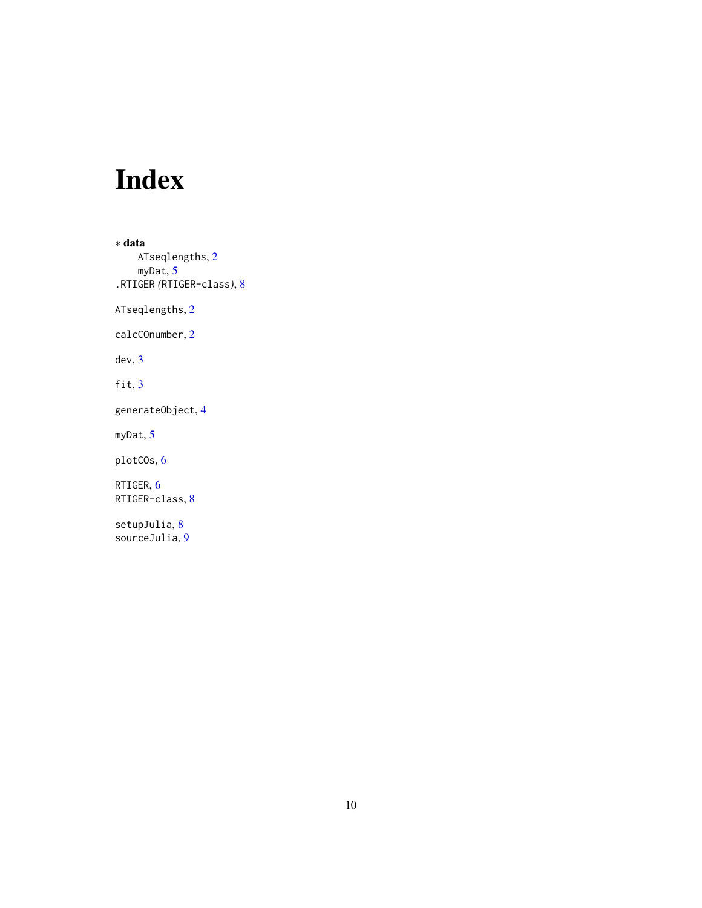# Index

* **data**
    ATseqlengths, 2
    myDat, 5

.RTIGER *(*RTIGER-class*)*, 8

ATseqlengths, 2

calcCOnumber, 2

dev, 3

fit, 3

generateObject, 4

myDat, 5

plotCOs, 6

RTIGER, 6
RTIGER-class, 8

setupJulia, 8
sourceJulia, 9